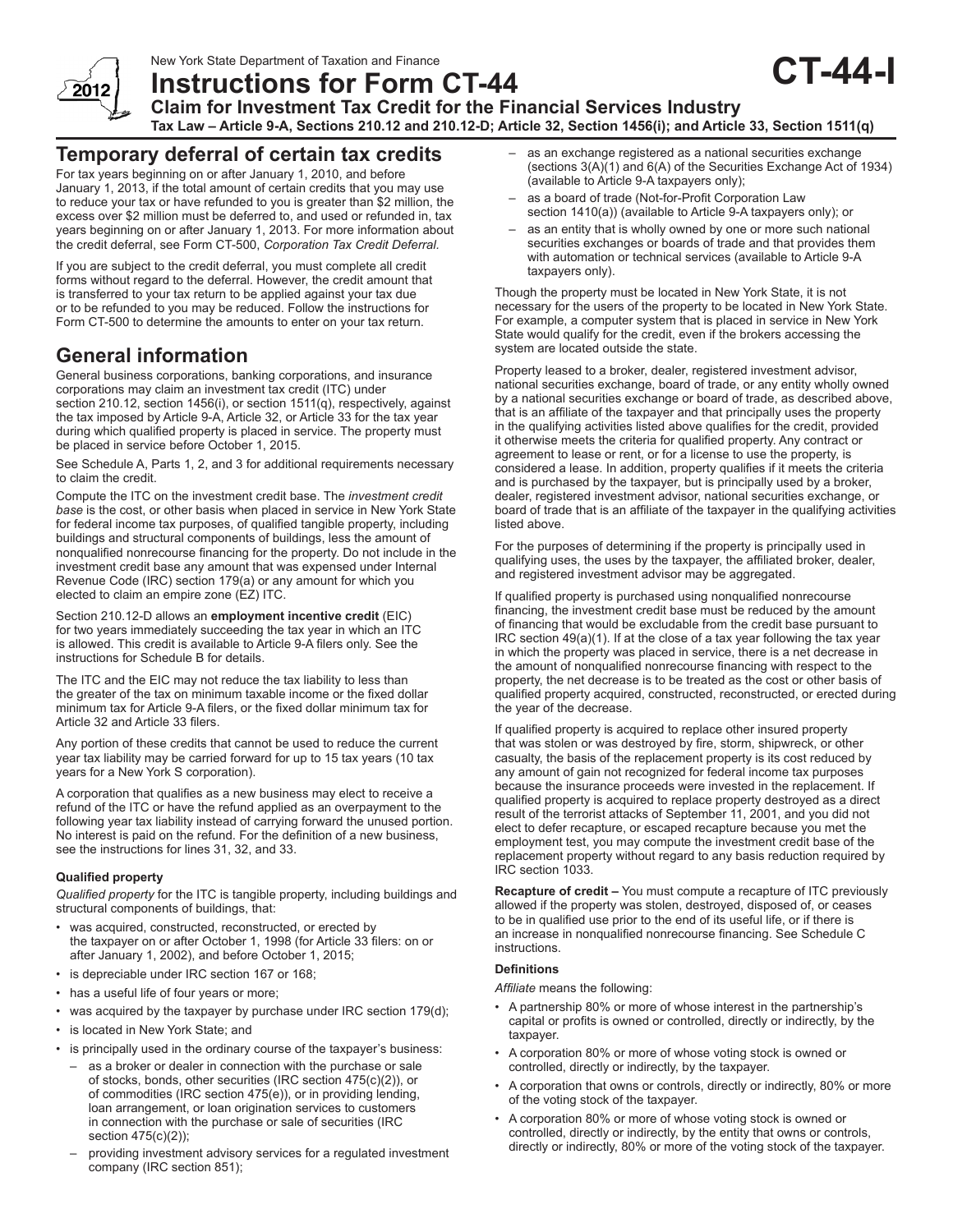New York State Department of Taxation and Finance

# Instructions for Form CT-44

**CT-44-I**

**Claim for Investment Tax Credit for the Financial Services Industry**

**Tax Law – Article 9-A, Sections 210.12 and 210.12-D; Article 32, Section 1456(i); and Article 33, Section 1511(q)**

## Temporary deferral of certain tax credits

For tax years beginning on or after January 1, 2010, and before January 1, 2013, if the total amount of certain credits that you may use to reduce your tax or have refunded to you is greater than $2 million, the excess over $2 million must be deferred to, and used or refunded in, tax years beginning on or after January 1, 2013. For more information about the credit deferral, see Form CT-500, *Corporation Tax Credit Deferral*.

If you are subject to the credit deferral, you must complete all credit forms without regard to the deferral. However, the credit amount that is transferred to your tax return to be applied against your tax due or to be refunded to you may be reduced. Follow the instructions for Form CT-500 to determine the amounts to enter on your tax return.

## General information

General business corporations, banking corporations, and insurance corporations may claim an investment tax credit (ITC) under section 210.12, section 1456(i), or section 1511(q), respectively, against the tax imposed by Article 9-A, Article 32, or Article 33 for the tax year during which qualified property is placed in service. The property must be placed in service before October 1, 2015.

See Schedule A, Parts 1, 2, and 3 for additional requirements necessary to claim the credit.

Compute the ITC on the investment credit base. The *investment credit base* is the cost, or other basis when placed in service in New York State for federal income tax purposes, of qualified tangible property, including buildings and structural components of buildings, less the amount of nonqualified nonrecourse financing for the property. Do not include in the investment credit base any amount that was expensed under Internal Revenue Code (IRC) section 179(a) or any amount for which you elected to claim an empire zone (EZ) ITC.

Section 210.12-D allows an **employment incentive credit** (EIC) for two years immediately succeeding the tax year in which an ITC is allowed. This credit is available to Article 9-A filers only. See the instructions for Schedule B for details.

The ITC and the EIC may not reduce the tax liability to less than the greater of the tax on minimum taxable income or the fixed dollar minimum tax for Article 9-A filers, or the fixed dollar minimum tax for Article 32 and Article 33 filers.

Any portion of these credits that cannot be used to reduce the current year tax liability may be carried forward for up to 15 tax years (10 tax years for a New York S corporation).

A corporation that qualifies as a new business may elect to receive a refund of the ITC or have the refund applied as an overpayment to the following year tax liability instead of carrying forward the unused portion. No interest is paid on the refund. For the definition of a new business, see the instructions for lines 31, 32, and 33.

### Qualified property

*Qualified property* for the ITC is tangible property, including buildings and structural components of buildings, that:

- was acquired, constructed, reconstructed, or erected by the taxpayer on or after October 1, 1998 (for Article 33 filers: on or after January 1, 2002), and before October 1, 2015;
- is depreciable under IRC section 167 or 168;
- has a useful life of four years or more;
- was acquired by the taxpayer by purchase under IRC section 179(d);
- is located in New York State; and
- is principally used in the ordinary course of the taxpayer's business:
  - as a broker or dealer in connection with the purchase or sale of stocks, bonds, other securities (IRC section 475(c)(2)), or of commodities (IRC section 475(e)), or in providing lending, loan arrangement, or loan origination services to customers in connection with the purchase or sale of securities (IRC section 475(c)(2));
  - providing investment advisory services for a regulated investment company (IRC section 851);
  - as an exchange registered as a national securities exchange (sections 3(A)(1) and 6(A) of the Securities Exchange Act of 1934) (available to Article 9-A taxpayers only);
  - as a board of trade (Not-for-Profit Corporation Law section 1410(a)) (available to Article 9-A taxpayers only); or
  - as an entity that is wholly owned by one or more such national securities exchanges or boards of trade and that provides them with automation or technical services (available to Article 9-A taxpayers only).

Though the property must be located in New York State, it is not necessary for the users of the property to be located in New York State. For example, a computer system that is placed in service in New York State would qualify for the credit, even if the brokers accessing the system are located outside the state.

Property leased to a broker, dealer, registered investment advisor, national securities exchange, board of trade, or any entity wholly owned by a national securities exchange or board of trade, as described above, that is an affiliate of the taxpayer and that principally uses the property in the qualifying activities listed above qualifies for the credit, provided it otherwise meets the criteria for qualified property. Any contract or agreement to lease or rent, or for a license to use the property, is considered a lease. In addition, property qualifies if it meets the criteria and is purchased by the taxpayer, but is principally used by a broker, dealer, registered investment advisor, national securities exchange, or board of trade that is an affiliate of the taxpayer in the qualifying activities listed above.

For the purposes of determining if the property is principally used in qualifying uses, the uses by the taxpayer, the affiliated broker, dealer, and registered investment advisor may be aggregated.

If qualified property is purchased using nonqualified nonrecourse financing, the investment credit base must be reduced by the amount of financing that would be excludable from the credit base pursuant to IRC section 49(a)(1). If at the close of a tax year following the tax year in which the property was placed in service, there is a net decrease in the amount of nonqualified nonrecourse financing with respect to the property, the net decrease is to be treated as the cost or other basis of qualified property acquired, constructed, reconstructed, or erected during the year of the decrease.

If qualified property is acquired to replace other insured property that was stolen or was destroyed by fire, storm, shipwreck, or other casualty, the basis of the replacement property is its cost reduced by any amount of gain not recognized for federal income tax purposes because the insurance proceeds were invested in the replacement. If qualified property is acquired to replace property destroyed as a direct result of the terrorist attacks of September 11, 2001, and you did not elect to defer recapture, or escaped recapture because you met the employment test, you may compute the investment credit base of the replacement property without regard to any basis reduction required by IRC section 1033.

**Recapture of credit –** You must compute a recapture of ITC previously allowed if the property was stolen, destroyed, disposed of, or ceases to be in qualified use prior to the end of its useful life, or if there is an increase in nonqualified nonrecourse financing. See Schedule C instructions.

### Definitions

*Affiliate* means the following:

- A partnership 80% or more of whose interest in the partnership's capital or profits is owned or controlled, directly or indirectly, by the taxpayer.
- A corporation 80% or more of whose voting stock is owned or controlled, directly or indirectly, by the taxpayer.
- A corporation that owns or controls, directly or indirectly, 80% or more of the voting stock of the taxpayer.
- A corporation 80% or more of whose voting stock is owned or controlled, directly or indirectly, by the entity that owns or controls, directly or indirectly, 80% or more of the voting stock of the taxpayer.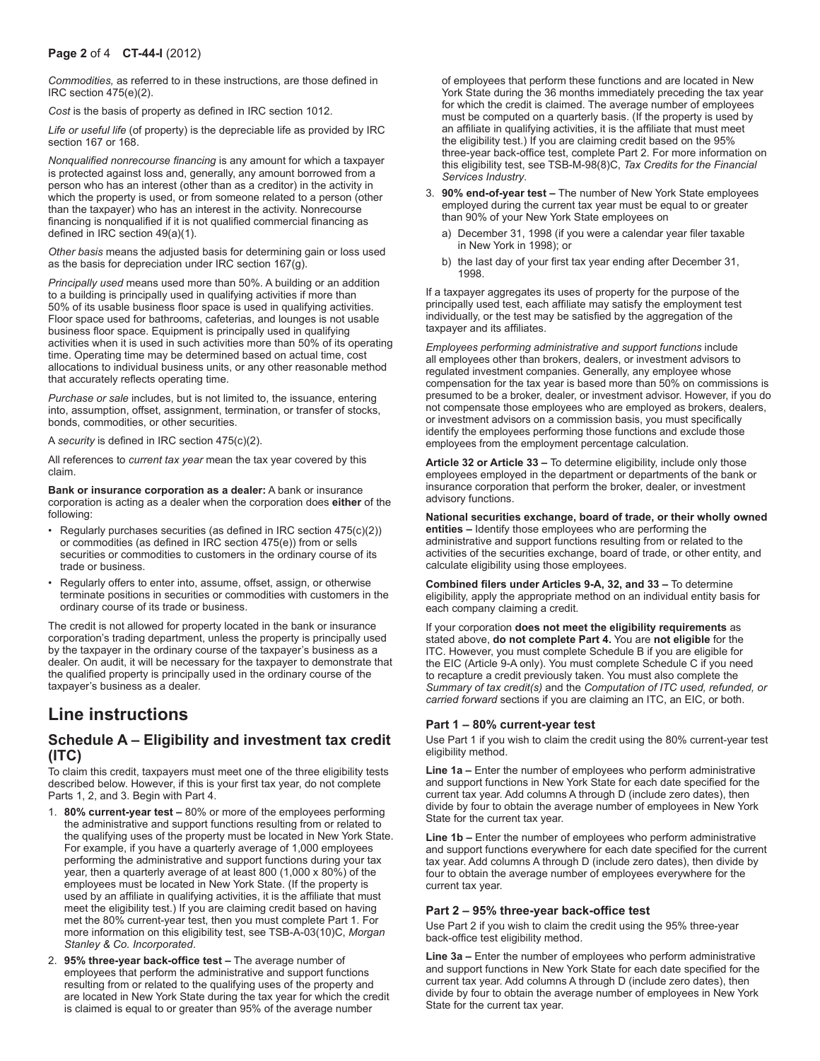*Commodities,* as referred to in these instructions, are those defined in IRC section 475(e)(2).

*Cost* is the basis of property as defined in IRC section 1012.

*Life or useful life* (of property) is the depreciable life as provided by IRC section 167 or 168.

*Nonqualified nonrecourse financing* is any amount for which a taxpayer is protected against loss and, generally, any amount borrowed from a person who has an interest (other than as a creditor) in the activity in which the property is used, or from someone related to a person (other than the taxpayer) who has an interest in the activity. Nonrecourse financing is nonqualified if it is not qualified commercial financing as defined in IRC section 49(a)(1).

*Other basis* means the adjusted basis for determining gain or loss used as the basis for depreciation under IRC section 167(g).

*Principally used* means used more than 50%. A building or an addition to a building is principally used in qualifying activities if more than 50% of its usable business floor space is used in qualifying activities. Floor space used for bathrooms, cafeterias, and lounges is not usable business floor space. Equipment is principally used in qualifying activities when it is used in such activities more than 50% of its operating time. Operating time may be determined based on actual time, cost allocations to individual business units, or any other reasonable method that accurately reflects operating time.

*Purchase or sale* includes, but is not limited to, the issuance, entering into, assumption, offset, assignment, termination, or transfer of stocks, bonds, commodities, or other securities.

A *security* is defined in IRC section 475(c)(2).

All references to *current tax year* mean the tax year covered by this claim.

**Bank or insurance corporation as a dealer:** A bank or insurance corporation is acting as a dealer when the corporation does **either** of the following:

- Regularly purchases securities (as defined in IRC section 475(c)(2)) or commodities (as defined in IRC section 475(e)) from or sells securities or commodities to customers in the ordinary course of its trade or business.
- Regularly offers to enter into, assume, offset, assign, or otherwise terminate positions in securities or commodities with customers in the ordinary course of its trade or business.

The credit is not allowed for property located in the bank or insurance corporation's trading department, unless the property is principally used by the taxpayer in the ordinary course of the taxpayer's business as a dealer. On audit, it will be necessary for the taxpayer to demonstrate that the qualified property is principally used in the ordinary course of the taxpayer's business as a dealer.

# Line instructions

## Schedule A – Eligibility and investment tax credit (ITC)

To claim this credit, taxpayers must meet one of the three eligibility tests described below. However, if this is your first tax year, do not complete Parts 1, 2, and 3. Begin with Part 4.

1. **80% current-year test –** 80% or more of the employees performing the administrative and support functions resulting from or related to the qualifying uses of the property must be located in New York State. For example, if you have a quarterly average of 1,000 employees performing the administrative and support functions during your tax year, then a quarterly average of at least 800 (1,000 x 80%) of the employees must be located in New York State. (If the property is used by an affiliate in qualifying activities, it is the affiliate that must meet the eligibility test.) If you are claiming credit based on having met the 80% current-year test, then you must complete Part 1. For more information on this eligibility test, see TSB-A-03(10)C, *Morgan Stanley & Co. Incorporated*.
2. **95% three-year back-office test –** The average number of employees that perform the administrative and support functions resulting from or related to the qualifying uses of the property and are located in New York State during the tax year for which the credit is claimed is equal to or greater than 95% of the average number of employees that perform these functions and are located in New York State during the 36 months immediately preceding the tax year for which the credit is claimed. The average number of employees must be computed on a quarterly basis. (If the property is used by an affiliate in qualifying activities, it is the affiliate that must meet the eligibility test.) If you are claiming credit based on the 95% three-year back-office test, complete Part 2. For more information on this eligibility test, see TSB-M-98(8)C, *Tax Credits for the Financial Services Industry*.
3. **90% end-of-year test –** The number of New York State employees employed during the current tax year must be equal to or greater than 90% of your New York State employees on
   a) December 31, 1998 (if you were a calendar year filer taxable in New York in 1998); or
   b) the last day of your first tax year ending after December 31, 1998.

If a taxpayer aggregates its uses of property for the purpose of the principally used test, each affiliate may satisfy the employment test individually, or the test may be satisfied by the aggregation of the taxpayer and its affiliates.

*Employees performing administrative and support functions* include all employees other than brokers, dealers, or investment advisors to regulated investment companies. Generally, any employee whose compensation for the tax year is based more than 50% on commissions is presumed to be a broker, dealer, or investment advisor. However, if you do not compensate those employees who are employed as brokers, dealers, or investment advisors on a commission basis, you must specifically identify the employees performing those functions and exclude those employees from the employment percentage calculation.

**Article 32 or Article 33 –** To determine eligibility, include only those employees employed in the department or departments of the bank or insurance corporation that perform the broker, dealer, or investment advisory functions.

**National securities exchange, board of trade, or their wholly owned entities –** Identify those employees who are performing the administrative and support functions resulting from or related to the activities of the securities exchange, board of trade, or other entity, and calculate eligibility using those employees.

**Combined filers under Articles 9-A, 32, and 33 –** To determine eligibility, apply the appropriate method on an individual entity basis for each company claiming a credit.

If your corporation **does not meet the eligibility requirements** as stated above, **do not complete Part 4.** You are **not eligible** for the ITC. However, you must complete Schedule B if you are eligible for the EIC (Article 9-A only). You must complete Schedule C if you need to recapture a credit previously taken. You must also complete the *Summary of tax credit(s)* and the *Computation of ITC used, refunded, or carried forward* sections if you are claiming an ITC, an EIC, or both.

### Part 1 – 80% current-year test

Use Part 1 if you wish to claim the credit using the 80% current-year test eligibility method.

**Line 1a –** Enter the number of employees who perform administrative and support functions in New York State for each date specified for the current tax year. Add columns A through D (include zero dates), then divide by four to obtain the average number of employees in New York State for the current tax year.

**Line 1b –** Enter the number of employees who perform administrative and support functions everywhere for each date specified for the current tax year. Add columns A through D (include zero dates), then divide by four to obtain the average number of employees everywhere for the current tax year.

### Part 2 – 95% three-year back-office test

Use Part 2 if you wish to claim the credit using the 95% three-year back-office test eligibility method.

**Line 3a –** Enter the number of employees who perform administrative and support functions in New York State for each date specified for the current tax year. Add columns A through D (include zero dates), then divide by four to obtain the average number of employees in New York State for the current tax year.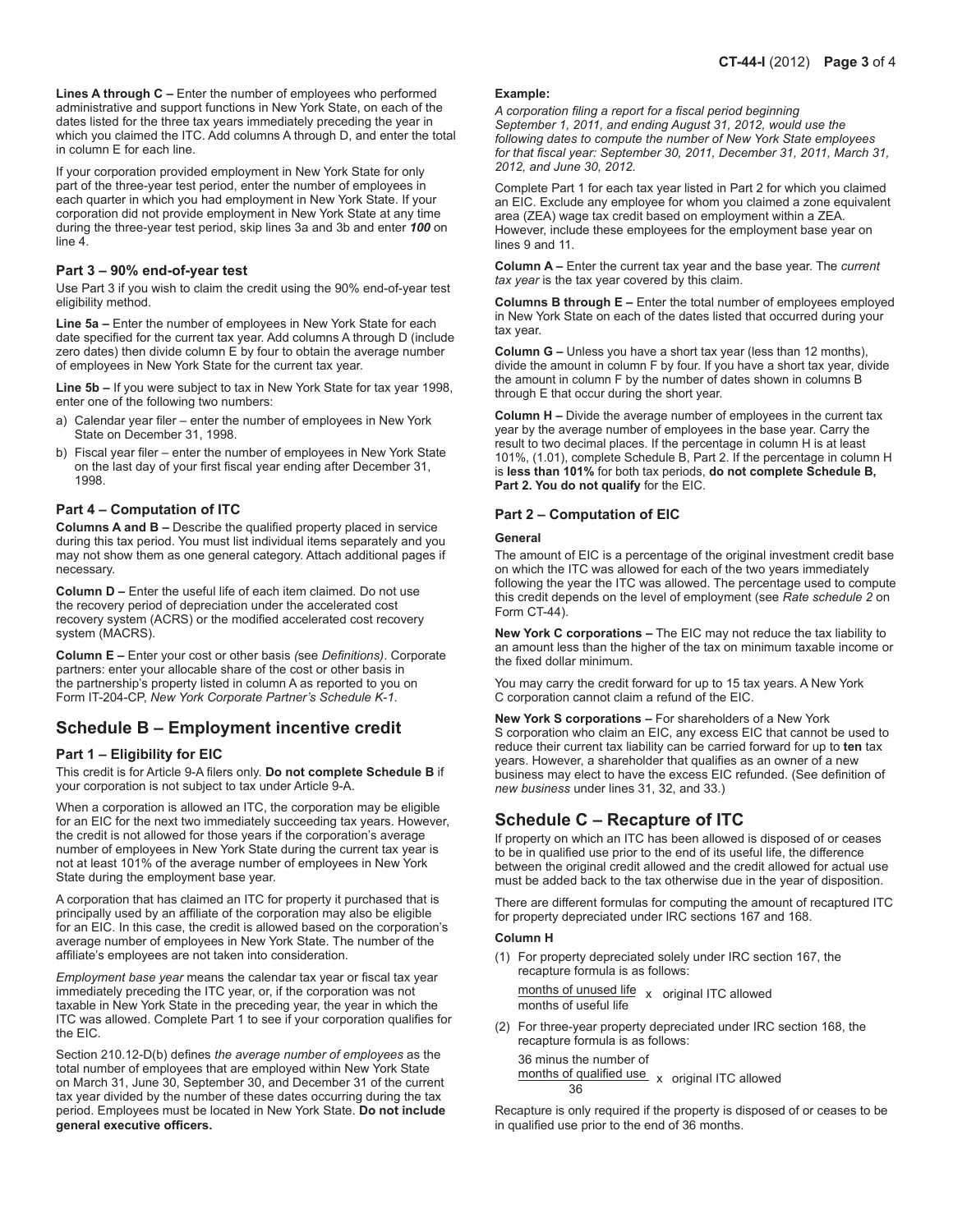**Lines A through C –** Enter the number of employees who performed administrative and support functions in New York State, on each of the dates listed for the three tax years immediately preceding the year in which you claimed the ITC. Add columns A through D, and enter the total in column E for each line.

If your corporation provided employment in New York State for only part of the three-year test period, enter the number of employees in each quarter in which you had employment in New York State. If your corporation did not provide employment in New York State at any time during the three-year test period, skip lines 3a and 3b and enter ***100*** on line 4.

### Part 3 – 90% end-of-year test

Use Part 3 if you wish to claim the credit using the 90% end-of-year test eligibility method.

**Line 5a –** Enter the number of employees in New York State for each date specified for the current tax year. Add columns A through D (include zero dates) then divide column E by four to obtain the average number of employees in New York State for the current tax year.

**Line 5b –** If you were subject to tax in New York State for tax year 1998, enter one of the following two numbers:

- a) Calendar year filer – enter the number of employees in New York State on December 31, 1998.
- b) Fiscal year filer – enter the number of employees in New York State on the last day of your first fiscal year ending after December 31, 1998.

### Part 4 – Computation of ITC

**Columns A and B –** Describe the qualified property placed in service during this tax period. You must list individual items separately and you may not show them as one general category. Attach additional pages if necessary.

**Column D –** Enter the useful life of each item claimed. Do not use the recovery period of depreciation under the accelerated cost recovery system (ACRS) or the modified accelerated cost recovery system (MACRS).

**Column E –** Enter your cost or other basis *(*see *Definitions)*. Corporate partners: enter your allocable share of the cost or other basis in the partnership's property listed in column A as reported to you on Form IT-204-CP, *New York Corporate Partner's Schedule K-1.*

## Schedule B – Employment incentive credit

### Part 1 – Eligibility for EIC

This credit is for Article 9-A filers only. **Do not complete Schedule B** if your corporation is not subject to tax under Article 9-A.

When a corporation is allowed an ITC, the corporation may be eligible for an EIC for the next two immediately succeeding tax years. However, the credit is not allowed for those years if the corporation's average number of employees in New York State during the current tax year is not at least 101% of the average number of employees in New York State during the employment base year.

A corporation that has claimed an ITC for property it purchased that is principally used by an affiliate of the corporation may also be eligible for an EIC. In this case, the credit is allowed based on the corporation's average number of employees in New York State. The number of the affiliate's employees are not taken into consideration.

*Employment base year* means the calendar tax year or fiscal tax year immediately preceding the ITC year, or, if the corporation was not taxable in New York State in the preceding year, the year in which the ITC was allowed. Complete Part 1 to see if your corporation qualifies for the EIC.

Section 210.12-D(b) defines *the average number of employees* as the total number of employees that are employed within New York State on March 31, June 30, September 30, and December 31 of the current tax year divided by the number of these dates occurring during the tax period. Employees must be located in New York State. **Do not include general executive officers.**

**Example:**

*A corporation filing a report for a fiscal period beginning September 1, 2011, and ending August 31, 2012, would use the following dates to compute the number of New York State employees for that fiscal year: September 30, 2011, December 31, 2011, March 31, 2012, and June 30, 2012.*

Complete Part 1 for each tax year listed in Part 2 for which you claimed an EIC. Exclude any employee for whom you claimed a zone equivalent area (ZEA) wage tax credit based on employment within a ZEA. However, include these employees for the employment base year on lines 9 and 11.

**Column A –** Enter the current tax year and the base year. The *current tax year* is the tax year covered by this claim.

**Columns B through E –** Enter the total number of employees employed in New York State on each of the dates listed that occurred during your tax year.

**Column G –** Unless you have a short tax year (less than 12 months), divide the amount in column F by four. If you have a short tax year, divide the amount in column F by the number of dates shown in columns B through E that occur during the short year.

**Column H –** Divide the average number of employees in the current tax year by the average number of employees in the base year. Carry the result to two decimal places. If the percentage in column H is at least 101%, (1.01), complete Schedule B, Part 2. If the percentage in column H is **less than 101%** for both tax periods, **do not complete Schedule B, Part 2. You do not qualify** for the EIC.

### Part 2 – Computation of EIC

**General**

The amount of EIC is a percentage of the original investment credit base on which the ITC was allowed for each of the two years immediately following the year the ITC was allowed. The percentage used to compute this credit depends on the level of employment (see *Rate schedule 2* on Form CT-44).

**New York C corporations –** The EIC may not reduce the tax liability to an amount less than the higher of the tax on minimum taxable income or the fixed dollar minimum.

You may carry the credit forward for up to 15 tax years. A New York C corporation cannot claim a refund of the EIC.

**New York S corporations –** For shareholders of a New York S corporation who claim an EIC, any excess EIC that cannot be used to reduce their current tax liability can be carried forward for up to **ten** tax years. However, a shareholder that qualifies as an owner of a new business may elect to have the excess EIC refunded. (See definition of *new business* under lines 31, 32, and 33.)

## Schedule C – Recapture of ITC

If property on which an ITC has been allowed is disposed of or ceases to be in qualified use prior to the end of its useful life, the difference between the original credit allowed and the credit allowed for actual use must be added back to the tax otherwise due in the year of disposition.

There are different formulas for computing the amount of recaptured ITC for property depreciated under IRC sections 167 and 168.

**Column H**

(1) For property depreciated solely under IRC section 167, the recapture formula is as follows:

$$\frac{\text{months of unused life}}{\text{months of useful life}} \times \text{original ITC allowed}$$

(2) For three-year property depreciated under IRC section 168, the recapture formula is as follows:

$$\frac{\text{36 minus the number of months of qualified use}}{36} \times \text{original ITC allowed}$$

Recapture is only required if the property is disposed of or ceases to be in qualified use prior to the end of 36 months.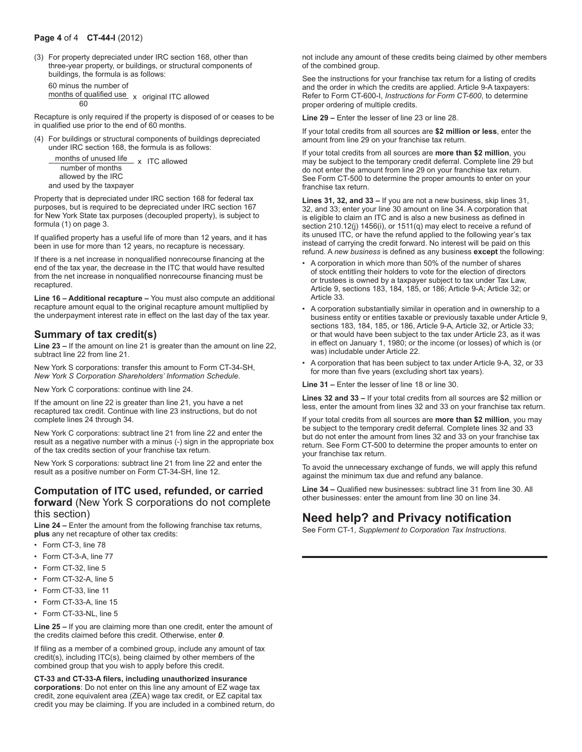(3) For property depreciated under IRC section 168, other than three-year property, or buildings, or structural components of buildings, the formula is as follows:

$$\frac{\text{60 minus the number of months of qualified use}}{60} \times \text{original ITC allowed}$$

Recapture is only required if the property is disposed of or ceases to be in qualified use prior to the end of 60 months.

(4) For buildings or structural components of buildings depreciated under IRC section 168, the formula is as follows:

$$\frac{\text{months of unused life}}{\text{number of months allowed by the IRC and used by the taxpayer}} \times \text{ITC allowed}$$

Property that is depreciated under IRC section 168 for federal tax purposes, but is required to be depreciated under IRC section 167 for New York State tax purposes (decoupled property), is subject to formula (1) on page 3.

If qualified property has a useful life of more than 12 years, and it has been in use for more than 12 years, no recapture is necessary.

If there is a net increase in nonqualified nonrecourse financing at the end of the tax year, the decrease in the ITC that would have resulted from the net increase in nonqualified nonrecourse financing must be recaptured.

**Line 16 – Additional recapture –** You must also compute an additional recapture amount equal to the original recapture amount multiplied by the underpayment interest rate in effect on the last day of the tax year.

## Summary of tax credit(s)

**Line 23 –** If the amount on line 21 is greater than the amount on line 22, subtract line 22 from line 21.

New York S corporations: transfer this amount to Form CT-34-SH, *New York S Corporation Shareholders' Information Schedule*.

New York C corporations: continue with line 24.

If the amount on line 22 is greater than line 21, you have a net recaptured tax credit. Continue with line 23 instructions, but do not complete lines 24 through 34.

New York C corporations: subtract line 21 from line 22 and enter the result as a negative number with a minus (-) sign in the appropriate box of the tax credits section of your franchise tax return.

New York S corporations: subtract line 21 from line 22 and enter the result as a positive number on Form CT-34-SH, line 12.

## Computation of ITC used, refunded, or carried forward (New York S corporations do not complete this section)

**Line 24 –** Enter the amount from the following franchise tax returns, **plus** any net recapture of other tax credits:

- Form CT-3, line 78
- Form CT-3-A, line 77
- Form CT-32, line 5
- Form CT-32-A, line 5
- Form CT-33, line 11
- Form CT-33-A, line 15
- Form CT-33-NL, line 5

**Line 25 –** If you are claiming more than one credit, enter the amount of the credits claimed before this credit. Otherwise, enter ***0***.

If filing as a member of a combined group, include any amount of tax credit(s), including ITC(s), being claimed by other members of the combined group that you wish to apply before this credit.

**CT-33 and CT-33-A filers, including unauthorized insurance corporations**: Do not enter on this line any amount of EZ wage tax credit, zone equivalent area (ZEA) wage tax credit, or EZ capital tax credit you may be claiming. If you are included in a combined return, do not include any amount of these credits being claimed by other members of the combined group.

See the instructions for your franchise tax return for a listing of credits and the order in which the credits are applied. Article 9-A taxpayers: Refer to Form CT-600-I, *Instructions for Form CT-600*, to determine proper ordering of multiple credits.

**Line 29 –** Enter the lesser of line 23 or line 28.

If your total credits from all sources are **$2 million or less**, enter the amount from line 29 on your franchise tax return.

If your total credits from all sources are **more than $2 million**, you may be subject to the temporary credit deferral. Complete line 29 but do not enter the amount from line 29 on your franchise tax return. See Form CT-500 to determine the proper amounts to enter on your franchise tax return.

**Lines 31, 32, and 33 –** If you are not a new business, skip lines 31, 32, and 33; enter your line 30 amount on line 34. A corporation that is eligible to claim an ITC and is also a new business as defined in section 210.12(j) 1456(i), or 1511(q) may elect to receive a refund of its unused ITC, or have the refund applied to the following year's tax instead of carrying the credit forward. No interest will be paid on this refund. A *new business* is defined as any business **except** the following:

- A corporation in which more than 50% of the number of shares of stock entitling their holders to vote for the election of directors or trustees is owned by a taxpayer subject to tax under Tax Law, Article 9, sections 183, 184, 185, or 186; Article 9-A; Article 32; or Article 33.
- A corporation substantially similar in operation and in ownership to a business entity or entities taxable or previously taxable under Article 9, sections 183, 184, 185, or 186, Article 9-A, Article 32, or Article 33; or that would have been subject to the tax under Article 23, as it was in effect on January 1, 1980; or the income (or losses) of which is (or was) includable under Article 22.
- A corporation that has been subject to tax under Article 9-A, 32, or 33 for more than five years (excluding short tax years).

**Line 31 –** Enter the lesser of line 18 or line 30.

**Lines 32 and 33 –** If your total credits from all sources are $2 million or less, enter the amount from lines 32 and 33 on your franchise tax return.

If your total credits from all sources are **more than $2 million**, you may be subject to the temporary credit deferral. Complete lines 32 and 33 but do not enter the amount from lines 32 and 33 on your franchise tax return. See Form CT-500 to determine the proper amounts to enter on your franchise tax return.

To avoid the unnecessary exchange of funds, we will apply this refund against the minimum tax due and refund any balance.

**Line 34 –** Qualified new businesses: subtract line 31 from line 30. All other businesses: enter the amount from line 30 on line 34.

# Need help? and Privacy notification

See Form CT-1, *Supplement to Corporation Tax Instructions*.